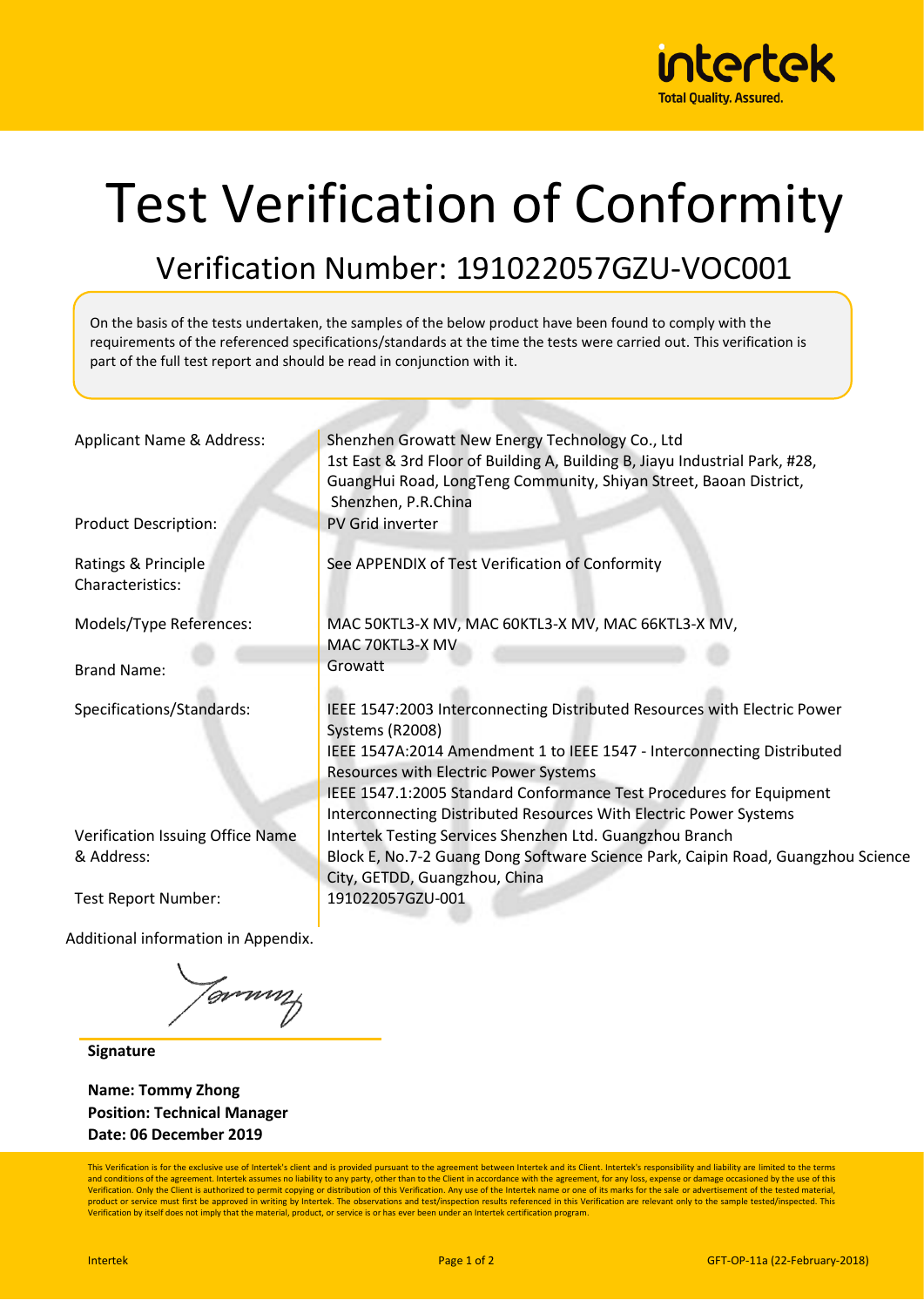intertek

Total Quality. Assured.

# Test Verification of Conformity

## Verification Number: 191022057GZU-VOC001

On the basis of the tests undertaken, the samples of the below product have been found to comply with the requirements of the referenced specifications/standards at the time the tests were carried out. This verification is part of the full test report and should be read in conjunction with it.

| | |
|---|---|
| Applicant Name & Address: | Shenzhen Growatt New Energy Technology Co., Ltd<br>1st East & 3rd Floor of Building A, Building B, Jiayu Industrial Park, #28, GuangHui Road, LongTeng Community, Shiyan Street, Baoan District, Shenzhen, P.R.China |
| Product Description: | PV Grid inverter |
| Ratings & Principle Characteristics: | See APPENDIX of Test Verification of Conformity |
| Models/Type References: | MAC 50KTL3-X MV, MAC 60KTL3-X MV, MAC 66KTL3-X MV, MAC 70KTL3-X MV |
| Brand Name: | Growatt |
| Specifications/Standards: | IEEE 1547:2003 Interconnecting Distributed Resources with Electric Power Systems (R2008)<br>IEEE 1547A:2014 Amendment 1 to IEEE 1547 - Interconnecting Distributed Resources with Electric Power Systems<br>IEEE 1547.1:2005 Standard Conformance Test Procedures for Equipment Interconnecting Distributed Resources With Electric Power Systems |
| Verification Issuing Office Name & Address: | Intertek Testing Services Shenzhen Ltd. Guangzhou Branch<br>Block E, No.7-2 Guang Dong Software Science Park, Caipin Road, Guangzhou Science City, GETDD, Guangzhou, China |
| Test Report Number: | 191022057GZU-001 |

Additional information in Appendix.

**Signature**

**Name: Tommy Zhong**
**Position: Technical Manager**
**Date: 06 December 2019**

This Verification is for the exclusive use of Intertek's client and is provided pursuant to the agreement between Intertek and its Client. Intertek's responsibility and liability are limited to the terms and conditions of the agreement. Intertek assumes no liability to any party, other than to the Client in accordance with the agreement, for any loss, expense or damage occasioned by the use of this Verification. Only the Client is authorized to permit copying or distribution of this Verification. Any use of the Intertek name or one of its marks for the sale or advertisement of the tested material, product or service must first be approved in writing by Intertek. The observations and test/inspection results referenced in this Verification are relevant only to the sample tested/inspected. This Verification by itself does not imply that the material, product, or service is or has ever been under an Intertek certification program.

Intertek | GFT-OP-11a (22-February-2018)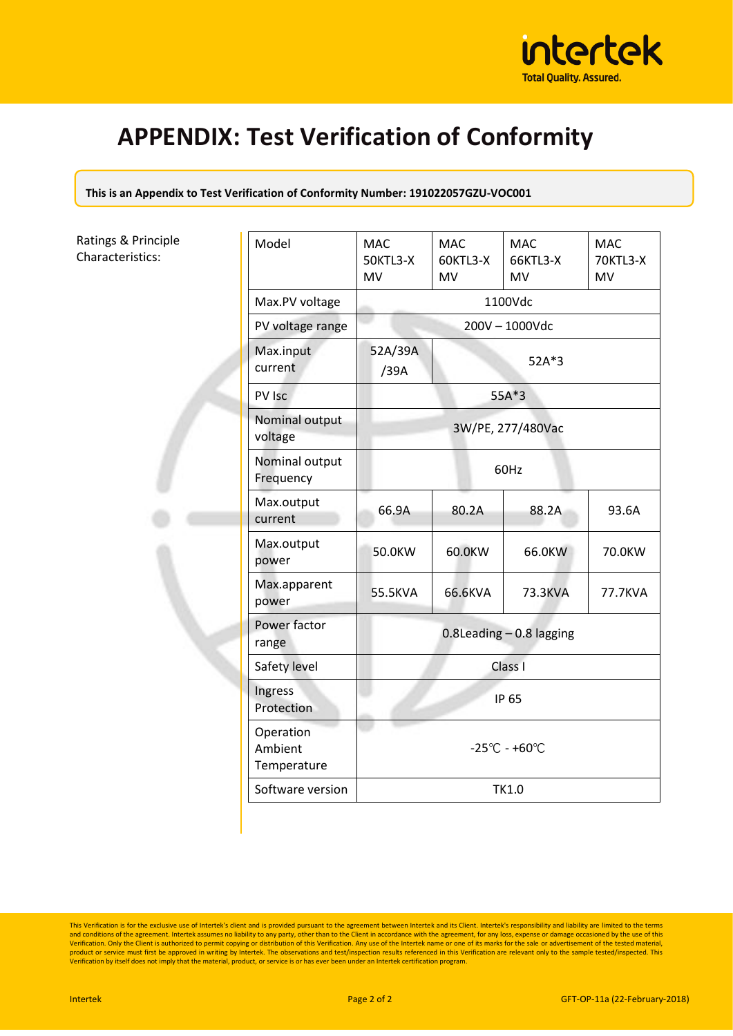# APPENDIX: Test Verification of Conformity

**This is an Appendix to Test Verification of Conformity Number: 191022057GZU-VOC001**

Ratings & Principle Characteristics:

| Model | MAC 50KTL3-X MV | MAC 60KTL3-X MV | MAC 66KTL3-X MV | MAC 70KTL3-X MV |
|---|---|---|---|---|
| Max.PV voltage | 1100Vdc | | | |
| PV voltage range | 200V – 1000Vdc | | | |
| Max.input current | 52A/39A /39A | 52A*3 | | |
| PV Isc | 55A*3 | | | |
| Nominal output voltage | 3W/PE, 277/480Vac | | | |
| Nominal output Frequency | 60Hz | | | |
| Max.output current | 66.9A | 80.2A | 88.2A | 93.6A |
| Max.output power | 50.0KW | 60.0KW | 66.0KW | 70.0KW |
| Max.apparent power | 55.5KVA | 66.6KVA | 73.3KVA | 77.7KVA |
| Power factor range | 0.8Leading – 0.8 lagging | | | |
| Safety level | Class I | | | |
| Ingress Protection | IP 65 | | | |
| Operation Ambient Temperature | -25℃ - +60℃ | | | |
| Software version | TK1.0 | | | |

This Verification is for the exclusive use of Intertek's client and is provided pursuant to the agreement between Intertek and its Client. Intertek's responsibility and liability are limited to the terms and conditions of the agreement. Intertek assumes no liability to any party, other than to the Client in accordance with the agreement, for any loss, expense or damage occasioned by the use of this Verification. Only the Client is authorized to permit copying or distribution of this Verification. Any use of the Intertek name or one of its marks for the sale or advertisement of the tested material, product or service must first be approved in writing by Intertek. The observations and test/inspection results referenced in this Verification are relevant only to the sample tested/inspected. This Verification by itself does not imply that the material, product, or service is or has ever been under an Intertek certification program.

Intertek

GFT-OP-11a (22-February-2018)